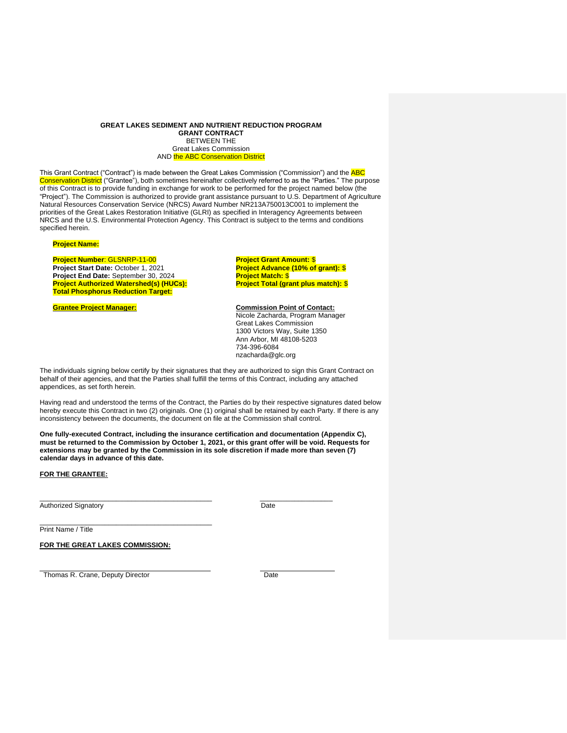**GREAT LAKES SEDIMENT AND NUTRIENT REDUCTION PROGRAM**
**GRANT CONTRACT**
BETWEEN THE
Great Lakes Commission
AND the ABC Conservation District

This Grant Contract ("Contract") is made between the Great Lakes Commission ("Commission") and the ABC Conservation District ("Grantee"), both sometimes hereinafter collectively referred to as the "Parties." The purpose of this Contract is to provide funding in exchange for work to be performed for the project named below (the "Project"). The Commission is authorized to provide grant assistance pursuant to U.S. Department of Agriculture Natural Resources Conservation Service (NRCS) Award Number NR213A750013C001 to implement the priorities of the Great Lakes Restoration Initiative (GLRI) as specified in Interagency Agreements between NRCS and the U.S. Environmental Protection Agency. This Contract is subject to the terms and conditions specified herein.

**Project Name:**

**Project Number**: GLSNRP-11-00
**Project Start Date:** October 1, 2021
**Project End Date:** September 30, 2024
**Project Authorized Watershed(s) (HUCs):**
**Total Phosphorus Reduction Target:**

**Project Grant Amount:** $
**Project Advance (10% of grant):** $
**Project Match:** $
**Project Total (grant plus match):** $

**Grantee Project Manager:**

**Commission Point of Contact:**
Nicole Zacharda, Program Manager
Great Lakes Commission
1300 Victors Way, Suite 1350
Ann Arbor, MI 48108-5203
734-396-6084
nzacharda@glc.org

The individuals signing below certify by their signatures that they are authorized to sign this Grant Contract on behalf of their agencies, and that the Parties shall fulfill the terms of this Contract, including any attached appendices, as set forth herein.

Having read and understood the terms of the Contract, the Parties do by their respective signatures dated below hereby execute this Contract in two (2) originals. One (1) original shall be retained by each Party. If there is any inconsistency between the documents, the document on file at the Commission shall control.

**One fully-executed Contract, including the insurance certification and documentation (Appendix C), must be returned to the Commission by October 1, 2021, or this grant offer will be void. Requests for extensions may be granted by the Commission in its sole discretion if made more than seven (7) calendar days in advance of this date.**

**FOR THE GRANTEE:**

_____________________________________________ ___________________
Authorized Signatory Date

_____________________________________________
Print Name / Title

**FOR THE GREAT LAKES COMMISSION:**

_____________________________________________ ___________________
Thomas R. Crane, Deputy Director Date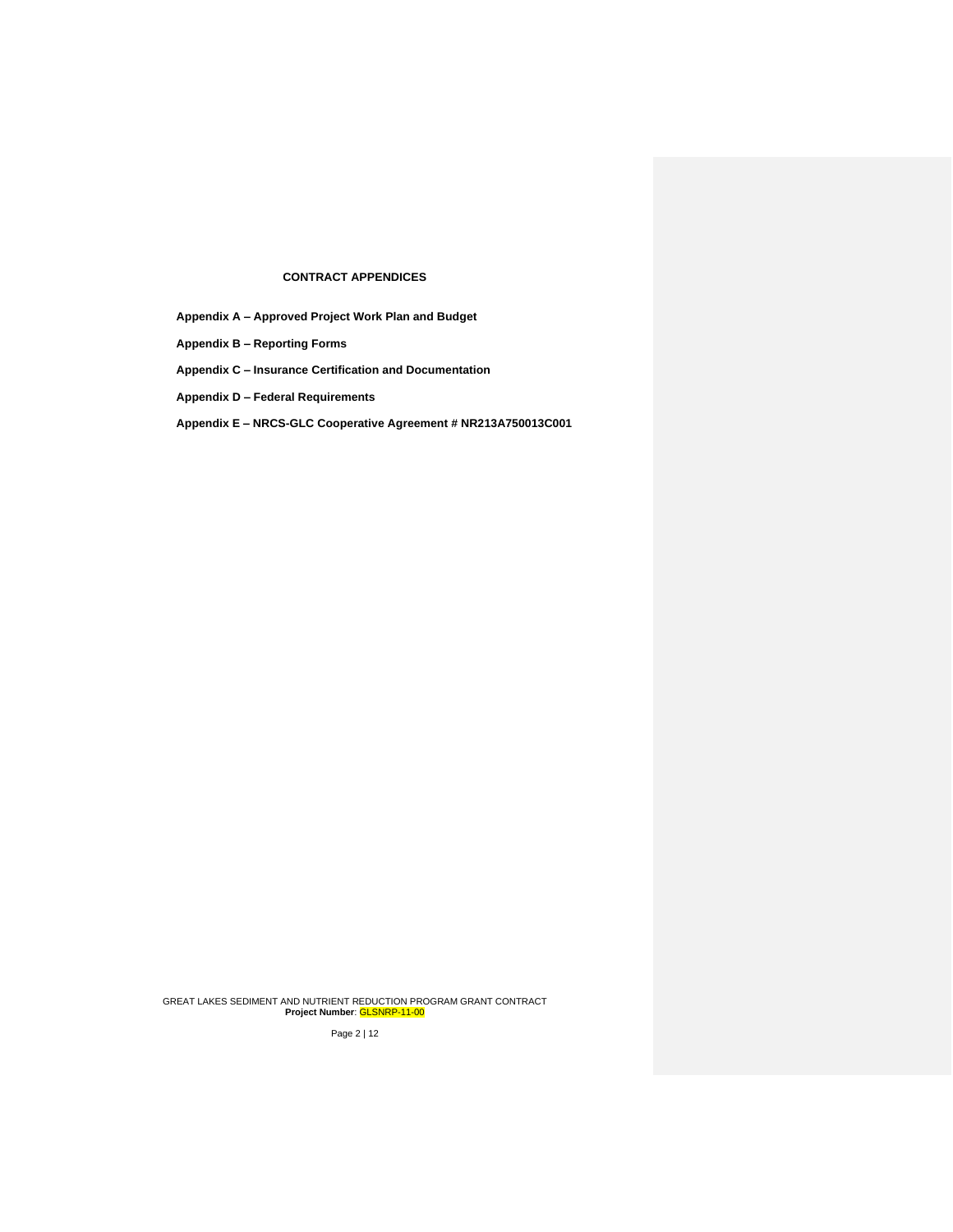## CONTRACT APPENDICES

**Appendix A – Approved Project Work Plan and Budget**

**Appendix B – Reporting Forms**

**Appendix C – Insurance Certification and Documentation**

**Appendix D – Federal Requirements**

**Appendix E – NRCS-GLC Cooperative Agreement # NR213A750013C001**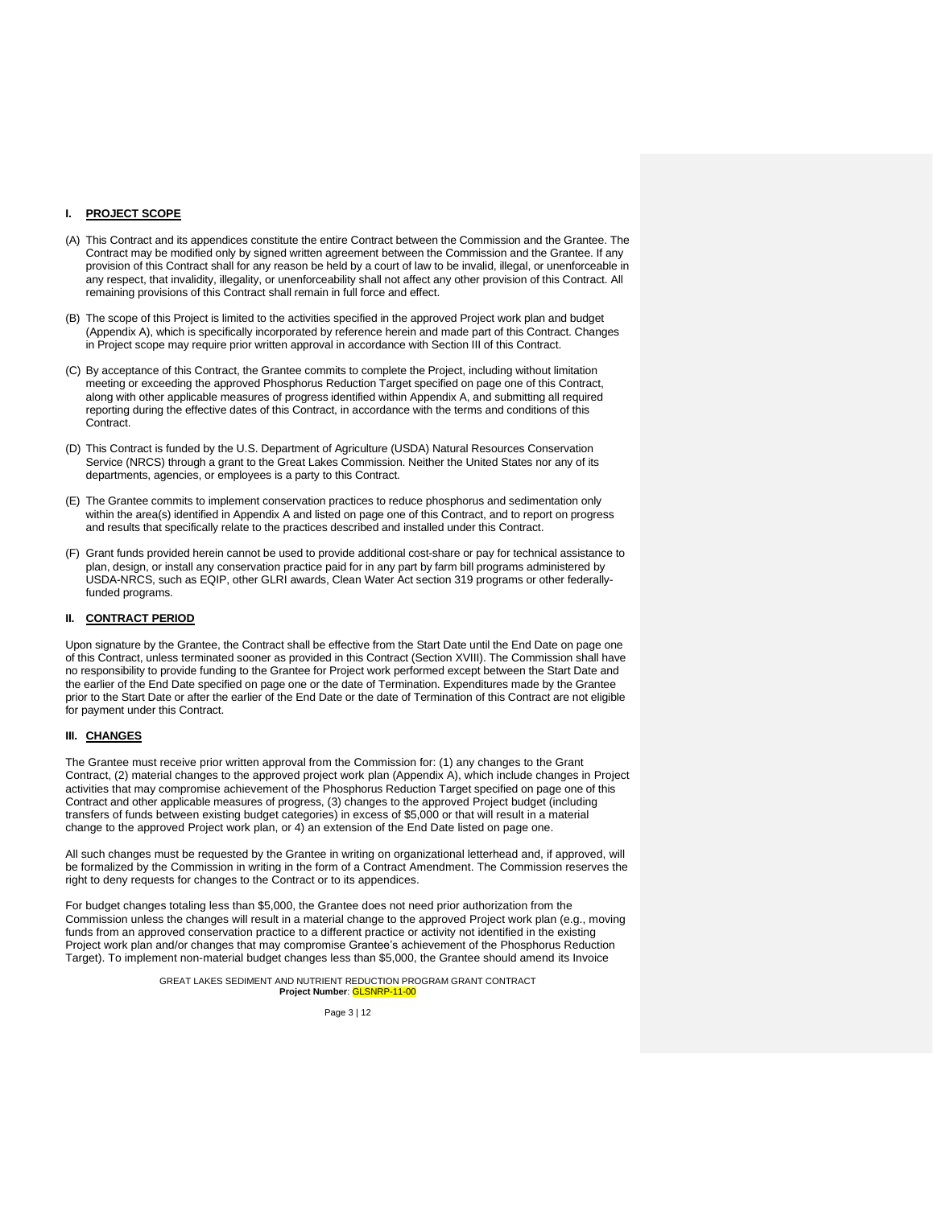## I. PROJECT SCOPE

(A) This Contract and its appendices constitute the entire Contract between the Commission and the Grantee. The Contract may be modified only by signed written agreement between the Commission and the Grantee. If any provision of this Contract shall for any reason be held by a court of law to be invalid, illegal, or unenforceable in any respect, that invalidity, illegality, or unenforceability shall not affect any other provision of this Contract. All remaining provisions of this Contract shall remain in full force and effect.

(B) The scope of this Project is limited to the activities specified in the approved Project work plan and budget (Appendix A), which is specifically incorporated by reference herein and made part of this Contract. Changes in Project scope may require prior written approval in accordance with Section III of this Contract.

(C) By acceptance of this Contract, the Grantee commits to complete the Project, including without limitation meeting or exceeding the approved Phosphorus Reduction Target specified on page one of this Contract, along with other applicable measures of progress identified within Appendix A, and submitting all required reporting during the effective dates of this Contract, in accordance with the terms and conditions of this Contract.

(D) This Contract is funded by the U.S. Department of Agriculture (USDA) Natural Resources Conservation Service (NRCS) through a grant to the Great Lakes Commission. Neither the United States nor any of its departments, agencies, or employees is a party to this Contract.

(E) The Grantee commits to implement conservation practices to reduce phosphorus and sedimentation only within the area(s) identified in Appendix A and listed on page one of this Contract, and to report on progress and results that specifically relate to the practices described and installed under this Contract.

(F) Grant funds provided herein cannot be used to provide additional cost-share or pay for technical assistance to plan, design, or install any conservation practice paid for in any part by farm bill programs administered by USDA-NRCS, such as EQIP, other GLRI awards, Clean Water Act section 319 programs or other federally-funded programs.

## II. CONTRACT PERIOD

Upon signature by the Grantee, the Contract shall be effective from the Start Date until the End Date on page one of this Contract, unless terminated sooner as provided in this Contract (Section XVIII). The Commission shall have no responsibility to provide funding to the Grantee for Project work performed except between the Start Date and the earlier of the End Date specified on page one or the date of Termination. Expenditures made by the Grantee prior to the Start Date or after the earlier of the End Date or the date of Termination of this Contract are not eligible for payment under this Contract.

## III. CHANGES

The Grantee must receive prior written approval from the Commission for: (1) any changes to the Grant Contract, (2) material changes to the approved project work plan (Appendix A), which include changes in Project activities that may compromise achievement of the Phosphorus Reduction Target specified on page one of this Contract and other applicable measures of progress, (3) changes to the approved Project budget (including transfers of funds between existing budget categories) in excess of $5,000 or that will result in a material change to the approved Project work plan, or 4) an extension of the End Date listed on page one.

All such changes must be requested by the Grantee in writing on organizational letterhead and, if approved, will be formalized by the Commission in writing in the form of a Contract Amendment. The Commission reserves the right to deny requests for changes to the Contract or to its appendices.

For budget changes totaling less than $5,000, the Grantee does not need prior authorization from the Commission unless the changes will result in a material change to the approved Project work plan (e.g., moving funds from an approved conservation practice to a different practice or activity not identified in the existing Project work plan and/or changes that may compromise Grantee's achievement of the Phosphorus Reduction Target). To implement non-material budget changes less than $5,000, the Grantee should amend its Invoice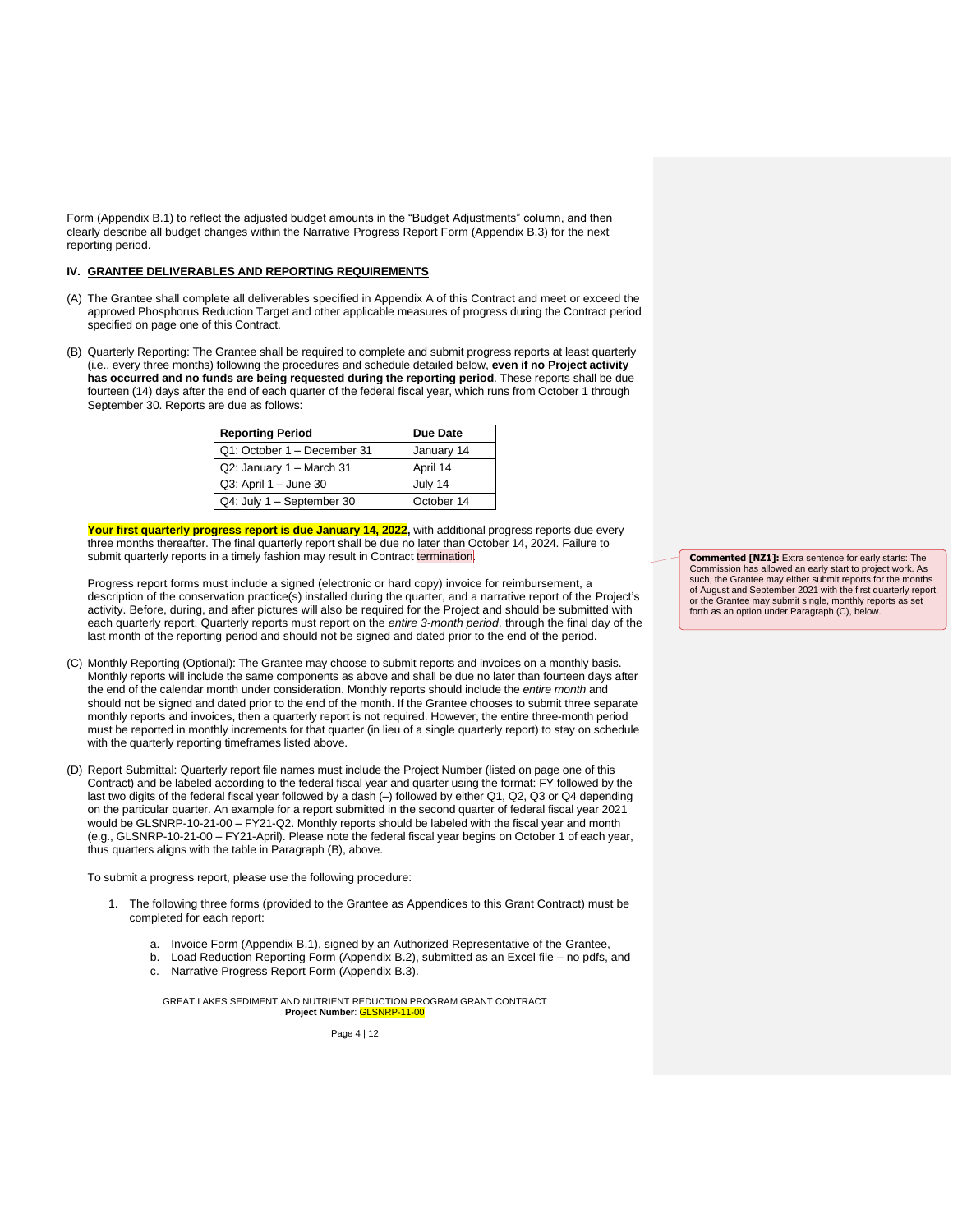Form (Appendix B.1) to reflect the adjusted budget amounts in the "Budget Adjustments" column, and then clearly describe all budget changes within the Narrative Progress Report Form (Appendix B.3) for the next reporting period.

## IV. GRANTEE DELIVERABLES AND REPORTING REQUIREMENTS

(A) The Grantee shall complete all deliverables specified in Appendix A of this Contract and meet or exceed the approved Phosphorus Reduction Target and other applicable measures of progress during the Contract period specified on page one of this Contract.

(B) Quarterly Reporting: The Grantee shall be required to complete and submit progress reports at least quarterly (i.e., every three months) following the procedures and schedule detailed below, **even if no Project activity has occurred and no funds are being requested during the reporting period**. These reports shall be due fourteen (14) days after the end of each quarter of the federal fiscal year, which runs from October 1 through September 30. Reports are due as follows:

| Reporting Period | Due Date |
|---|---|
| Q1: October 1 – December 31 | January 14 |
| Q2: January 1 – March 31 | April 14 |
| Q3: April 1 – June 30 | July 14 |
| Q4: July 1 – September 30 | October 14 |

**Your first quarterly progress report is due January 14, 2022,** with additional progress reports due every three months thereafter. The final quarterly report shall be due no later than October 14, 2024. Failure to submit quarterly reports in a timely fashion may result in Contract termination.

> **Commented [NZ1]:** Extra sentence for early starts: The Commission has allowed an early start to project work. As such, the Grantee may either submit reports for the months of August and September 2021 with the first quarterly report, or the Grantee may submit single, monthly reports as set forth as an option under Paragraph (C), below.

Progress report forms must include a signed (electronic or hard copy) invoice for reimbursement, a description of the conservation practice(s) installed during the quarter, and a narrative report of the Project's activity. Before, during, and after pictures will also be required for the Project and should be submitted with each quarterly report. Quarterly reports must report on the *entire 3-month period*, through the final day of the last month of the reporting period and should not be signed and dated prior to the end of the period.

(C) Monthly Reporting (Optional): The Grantee may choose to submit reports and invoices on a monthly basis. Monthly reports will include the same components as above and shall be due no later than fourteen days after the end of the calendar month under consideration. Monthly reports should include the *entire month* and should not be signed and dated prior to the end of the month. If the Grantee chooses to submit three separate monthly reports and invoices, then a quarterly report is not required. However, the entire three-month period must be reported in monthly increments for that quarter (in lieu of a single quarterly report) to stay on schedule with the quarterly reporting timeframes listed above.

(D) Report Submittal: Quarterly report file names must include the Project Number (listed on page one of this Contract) and be labeled according to the federal fiscal year and quarter using the format: FY followed by the last two digits of the federal fiscal year followed by a dash (–) followed by either Q1, Q2, Q3 or Q4 depending on the particular quarter. An example for a report submitted in the second quarter of federal fiscal year 2021 would be GLSNRP-10-21-00 – FY21-Q2. Monthly reports should be labeled with the fiscal year and month (e.g., GLSNRP-10-21-00 – FY21-April). Please note the federal fiscal year begins on October 1 of each year, thus quarters aligns with the table in Paragraph (B), above.

To submit a progress report, please use the following procedure:

1. The following three forms (provided to the Grantee as Appendices to this Grant Contract) must be completed for each report:
   a. Invoice Form (Appendix B.1), signed by an Authorized Representative of the Grantee,
   b. Load Reduction Reporting Form (Appendix B.2), submitted as an Excel file – no pdfs, and
   c. Narrative Progress Report Form (Appendix B.3).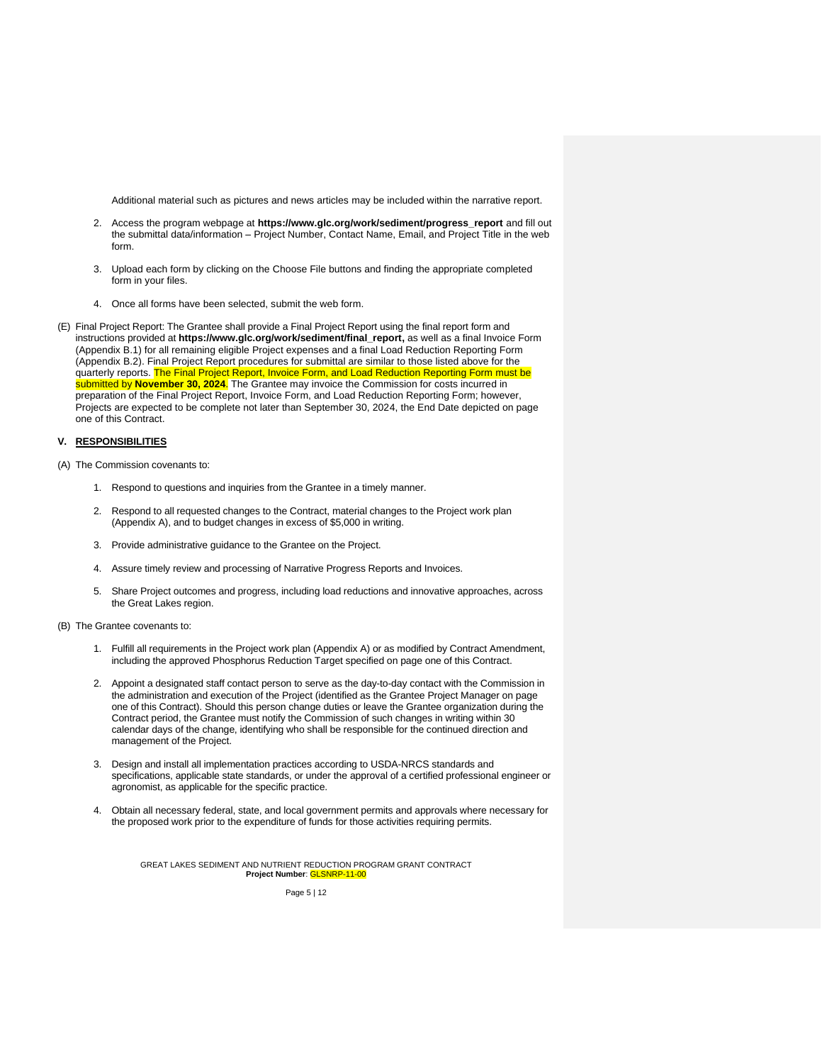Additional material such as pictures and news articles may be included within the narrative report.

2. Access the program webpage at **https://www.glc.org/work/sediment/progress_report** and fill out the submittal data/information – Project Number, Contact Name, Email, and Project Title in the web form.

3. Upload each form by clicking on the Choose File buttons and finding the appropriate completed form in your files.

4. Once all forms have been selected, submit the web form.

(E) Final Project Report: The Grantee shall provide a Final Project Report using the final report form and instructions provided at **https://www.glc.org/work/sediment/final_report,** as well as a final Invoice Form (Appendix B.1) for all remaining eligible Project expenses and a final Load Reduction Reporting Form (Appendix B.2). Final Project Report procedures for submittal are similar to those listed above for the quarterly reports. The Final Project Report, Invoice Form, and Load Reduction Reporting Form must be submitted by **November 30, 2024**. The Grantee may invoice the Commission for costs incurred in preparation of the Final Project Report, Invoice Form, and Load Reduction Reporting Form; however, Projects are expected to be complete not later than September 30, 2024, the End Date depicted on page one of this Contract.

## V. RESPONSIBILITIES

(A) The Commission covenants to:

1. Respond to questions and inquiries from the Grantee in a timely manner.

2. Respond to all requested changes to the Contract, material changes to the Project work plan (Appendix A), and to budget changes in excess of $5,000 in writing.

3. Provide administrative guidance to the Grantee on the Project.

4. Assure timely review and processing of Narrative Progress Reports and Invoices.

5. Share Project outcomes and progress, including load reductions and innovative approaches, across the Great Lakes region.

(B) The Grantee covenants to:

1. Fulfill all requirements in the Project work plan (Appendix A) or as modified by Contract Amendment, including the approved Phosphorus Reduction Target specified on page one of this Contract.

2. Appoint a designated staff contact person to serve as the day-to-day contact with the Commission in the administration and execution of the Project (identified as the Grantee Project Manager on page one of this Contract). Should this person change duties or leave the Grantee organization during the Contract period, the Grantee must notify the Commission of such changes in writing within 30 calendar days of the change, identifying who shall be responsible for the continued direction and management of the Project.

3. Design and install all implementation practices according to USDA-NRCS standards and specifications, applicable state standards, or under the approval of a certified professional engineer or agronomist, as applicable for the specific practice.

4. Obtain all necessary federal, state, and local government permits and approvals where necessary for the proposed work prior to the expenditure of funds for those activities requiring permits.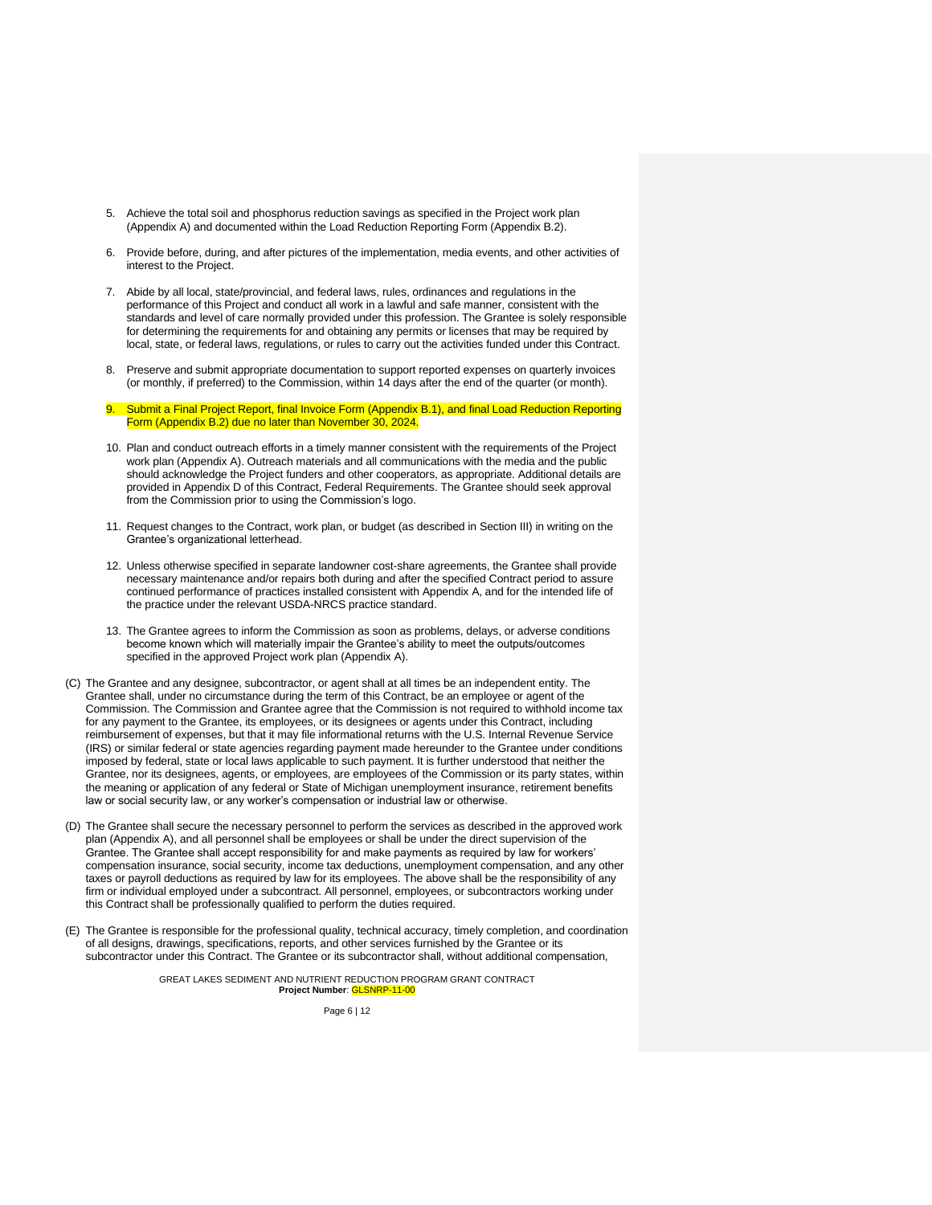5. Achieve the total soil and phosphorus reduction savings as specified in the Project work plan (Appendix A) and documented within the Load Reduction Reporting Form (Appendix B.2).

6. Provide before, during, and after pictures of the implementation, media events, and other activities of interest to the Project.

7. Abide by all local, state/provincial, and federal laws, rules, ordinances and regulations in the performance of this Project and conduct all work in a lawful and safe manner, consistent with the standards and level of care normally provided under this profession. The Grantee is solely responsible for determining the requirements for and obtaining any permits or licenses that may be required by local, state, or federal laws, regulations, or rules to carry out the activities funded under this Contract.

8. Preserve and submit appropriate documentation to support reported expenses on quarterly invoices (or monthly, if preferred) to the Commission, within 14 days after the end of the quarter (or month).

9. Submit a Final Project Report, final Invoice Form (Appendix B.1), and final Load Reduction Reporting Form (Appendix B.2) due no later than November 30, 2024.

10. Plan and conduct outreach efforts in a timely manner consistent with the requirements of the Project work plan (Appendix A). Outreach materials and all communications with the media and the public should acknowledge the Project funders and other cooperators, as appropriate. Additional details are provided in Appendix D of this Contract, Federal Requirements. The Grantee should seek approval from the Commission prior to using the Commission's logo.

11. Request changes to the Contract, work plan, or budget (as described in Section III) in writing on the Grantee's organizational letterhead.

12. Unless otherwise specified in separate landowner cost-share agreements, the Grantee shall provide necessary maintenance and/or repairs both during and after the specified Contract period to assure continued performance of practices installed consistent with Appendix A, and for the intended life of the practice under the relevant USDA-NRCS practice standard.

13. The Grantee agrees to inform the Commission as soon as problems, delays, or adverse conditions become known which will materially impair the Grantee's ability to meet the outputs/outcomes specified in the approved Project work plan (Appendix A).

(C) The Grantee and any designee, subcontractor, or agent shall at all times be an independent entity. The Grantee shall, under no circumstance during the term of this Contract, be an employee or agent of the Commission. The Commission and Grantee agree that the Commission is not required to withhold income tax for any payment to the Grantee, its employees, or its designees or agents under this Contract, including reimbursement of expenses, but that it may file informational returns with the U.S. Internal Revenue Service (IRS) or similar federal or state agencies regarding payment made hereunder to the Grantee under conditions imposed by federal, state or local laws applicable to such payment. It is further understood that neither the Grantee, nor its designees, agents, or employees, are employees of the Commission or its party states, within the meaning or application of any federal or State of Michigan unemployment insurance, retirement benefits law or social security law, or any worker's compensation or industrial law or otherwise.

(D) The Grantee shall secure the necessary personnel to perform the services as described in the approved work plan (Appendix A), and all personnel shall be employees or shall be under the direct supervision of the Grantee. The Grantee shall accept responsibility for and make payments as required by law for workers' compensation insurance, social security, income tax deductions, unemployment compensation, and any other taxes or payroll deductions as required by law for its employees. The above shall be the responsibility of any firm or individual employed under a subcontract. All personnel, employees, or subcontractors working under this Contract shall be professionally qualified to perform the duties required.

(E) The Grantee is responsible for the professional quality, technical accuracy, timely completion, and coordination of all designs, drawings, specifications, reports, and other services furnished by the Grantee or its subcontractor under this Contract. The Grantee or its subcontractor shall, without additional compensation,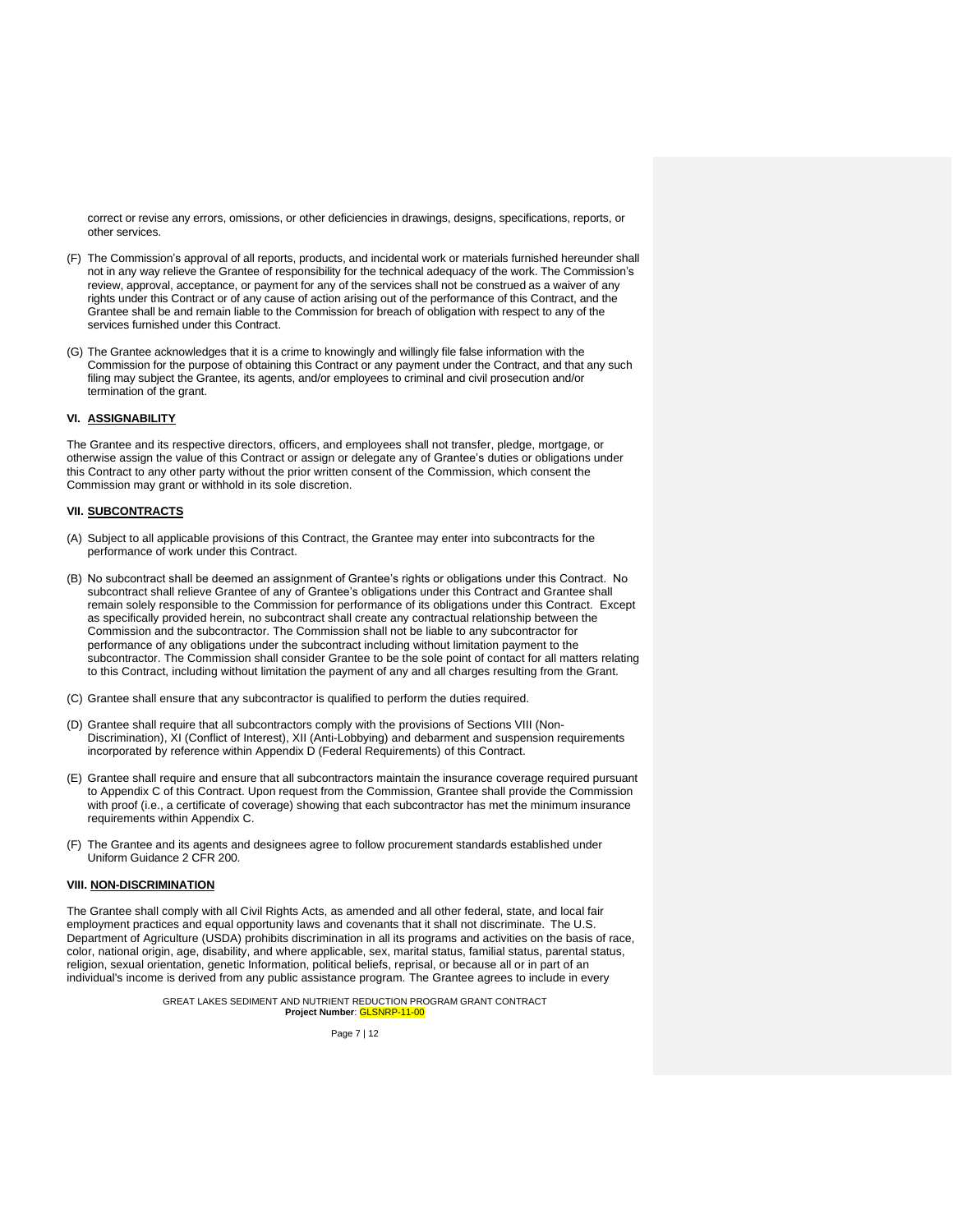correct or revise any errors, omissions, or other deficiencies in drawings, designs, specifications, reports, or other services.

(F) The Commission's approval of all reports, products, and incidental work or materials furnished hereunder shall not in any way relieve the Grantee of responsibility for the technical adequacy of the work. The Commission's review, approval, acceptance, or payment for any of the services shall not be construed as a waiver of any rights under this Contract or of any cause of action arising out of the performance of this Contract, and the Grantee shall be and remain liable to the Commission for breach of obligation with respect to any of the services furnished under this Contract.

(G) The Grantee acknowledges that it is a crime to knowingly and willingly file false information with the Commission for the purpose of obtaining this Contract or any payment under the Contract, and that any such filing may subject the Grantee, its agents, and/or employees to criminal and civil prosecution and/or termination of the grant.

### VI. ASSIGNABILITY

The Grantee and its respective directors, officers, and employees shall not transfer, pledge, mortgage, or otherwise assign the value of this Contract or assign or delegate any of Grantee's duties or obligations under this Contract to any other party without the prior written consent of the Commission, which consent the Commission may grant or withhold in its sole discretion.

### VII. SUBCONTRACTS

(A) Subject to all applicable provisions of this Contract, the Grantee may enter into subcontracts for the performance of work under this Contract.

(B) No subcontract shall be deemed an assignment of Grantee's rights or obligations under this Contract. No subcontract shall relieve Grantee of any of Grantee's obligations under this Contract and Grantee shall remain solely responsible to the Commission for performance of its obligations under this Contract. Except as specifically provided herein, no subcontract shall create any contractual relationship between the Commission and the subcontractor. The Commission shall not be liable to any subcontractor for performance of any obligations under the subcontract including without limitation payment to the subcontractor. The Commission shall consider Grantee to be the sole point of contact for all matters relating to this Contract, including without limitation the payment of any and all charges resulting from the Grant.

(C) Grantee shall ensure that any subcontractor is qualified to perform the duties required.

(D) Grantee shall require that all subcontractors comply with the provisions of Sections VIII (Non-Discrimination), XI (Conflict of Interest), XII (Anti-Lobbying) and debarment and suspension requirements incorporated by reference within Appendix D (Federal Requirements) of this Contract.

(E) Grantee shall require and ensure that all subcontractors maintain the insurance coverage required pursuant to Appendix C of this Contract. Upon request from the Commission, Grantee shall provide the Commission with proof (i.e., a certificate of coverage) showing that each subcontractor has met the minimum insurance requirements within Appendix C.

(F) The Grantee and its agents and designees agree to follow procurement standards established under Uniform Guidance 2 CFR 200.

### VIII. NON-DISCRIMINATION

The Grantee shall comply with all Civil Rights Acts, as amended and all other federal, state, and local fair employment practices and equal opportunity laws and covenants that it shall not discriminate. The U.S. Department of Agriculture (USDA) prohibits discrimination in all its programs and activities on the basis of race, color, national origin, age, disability, and where applicable, sex, marital status, familial status, parental status, religion, sexual orientation, genetic Information, political beliefs, reprisal, or because all or in part of an individual's income is derived from any public assistance program. The Grantee agrees to include in every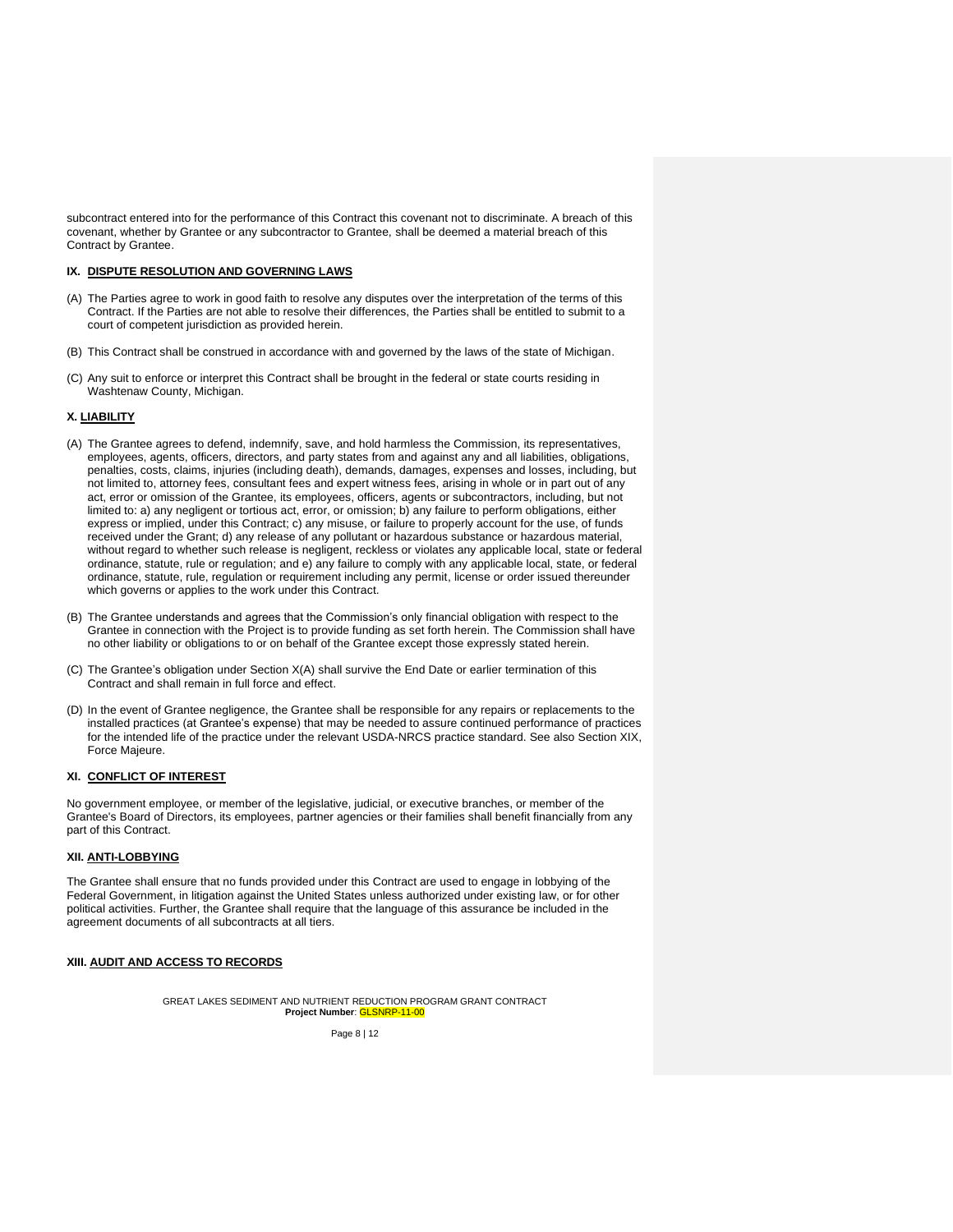subcontract entered into for the performance of this Contract this covenant not to discriminate. A breach of this covenant, whether by Grantee or any subcontractor to Grantee, shall be deemed a material breach of this Contract by Grantee.

## IX. DISPUTE RESOLUTION AND GOVERNING LAWS

(A) The Parties agree to work in good faith to resolve any disputes over the interpretation of the terms of this Contract. If the Parties are not able to resolve their differences, the Parties shall be entitled to submit to a court of competent jurisdiction as provided herein.

(B) This Contract shall be construed in accordance with and governed by the laws of the state of Michigan.

(C) Any suit to enforce or interpret this Contract shall be brought in the federal or state courts residing in Washtenaw County, Michigan.

## X. LIABILITY

(A) The Grantee agrees to defend, indemnify, save, and hold harmless the Commission, its representatives, employees, agents, officers, directors, and party states from and against any and all liabilities, obligations, penalties, costs, claims, injuries (including death), demands, damages, expenses and losses, including, but not limited to, attorney fees, consultant fees and expert witness fees, arising in whole or in part out of any act, error or omission of the Grantee, its employees, officers, agents or subcontractors, including, but not limited to: a) any negligent or tortious act, error, or omission; b) any failure to perform obligations, either express or implied, under this Contract; c) any misuse, or failure to properly account for the use, of funds received under the Grant; d) any release of any pollutant or hazardous substance or hazardous material, without regard to whether such release is negligent, reckless or violates any applicable local, state or federal ordinance, statute, rule or regulation; and e) any failure to comply with any applicable local, state, or federal ordinance, statute, rule, regulation or requirement including any permit, license or order issued thereunder which governs or applies to the work under this Contract.

(B) The Grantee understands and agrees that the Commission's only financial obligation with respect to the Grantee in connection with the Project is to provide funding as set forth herein. The Commission shall have no other liability or obligations to or on behalf of the Grantee except those expressly stated herein.

(C) The Grantee's obligation under Section X(A) shall survive the End Date or earlier termination of this Contract and shall remain in full force and effect.

(D) In the event of Grantee negligence, the Grantee shall be responsible for any repairs or replacements to the installed practices (at Grantee's expense) that may be needed to assure continued performance of practices for the intended life of the practice under the relevant USDA-NRCS practice standard. See also Section XIX, Force Majeure.

## XI. CONFLICT OF INTEREST

No government employee, or member of the legislative, judicial, or executive branches, or member of the Grantee's Board of Directors, its employees, partner agencies or their families shall benefit financially from any part of this Contract.

## XII. ANTI-LOBBYING

The Grantee shall ensure that no funds provided under this Contract are used to engage in lobbying of the Federal Government, in litigation against the United States unless authorized under existing law, or for other political activities. Further, the Grantee shall require that the language of this assurance be included in the agreement documents of all subcontracts at all tiers.

## XIII. AUDIT AND ACCESS TO RECORDS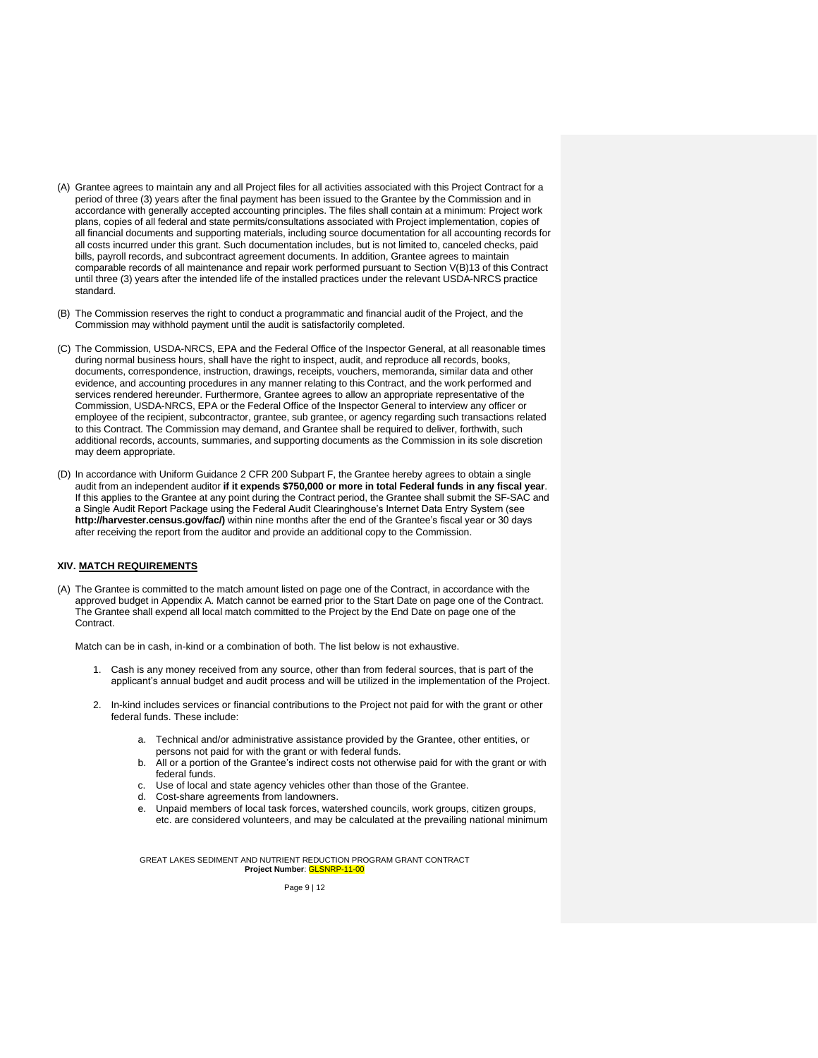(A) Grantee agrees to maintain any and all Project files for all activities associated with this Project Contract for a period of three (3) years after the final payment has been issued to the Grantee by the Commission and in accordance with generally accepted accounting principles. The files shall contain at a minimum: Project work plans, copies of all federal and state permits/consultations associated with Project implementation, copies of all financial documents and supporting materials, including source documentation for all accounting records for all costs incurred under this grant. Such documentation includes, but is not limited to, canceled checks, paid bills, payroll records, and subcontract agreement documents. In addition, Grantee agrees to maintain comparable records of all maintenance and repair work performed pursuant to Section V(B)13 of this Contract until three (3) years after the intended life of the installed practices under the relevant USDA-NRCS practice standard.

(B) The Commission reserves the right to conduct a programmatic and financial audit of the Project, and the Commission may withhold payment until the audit is satisfactorily completed.

(C) The Commission, USDA-NRCS, EPA and the Federal Office of the Inspector General, at all reasonable times during normal business hours, shall have the right to inspect, audit, and reproduce all records, books, documents, correspondence, instruction, drawings, receipts, vouchers, memoranda, similar data and other evidence, and accounting procedures in any manner relating to this Contract, and the work performed and services rendered hereunder. Furthermore, Grantee agrees to allow an appropriate representative of the Commission, USDA-NRCS, EPA or the Federal Office of the Inspector General to interview any officer or employee of the recipient, subcontractor, grantee, sub grantee, or agency regarding such transactions related to this Contract. The Commission may demand, and Grantee shall be required to deliver, forthwith, such additional records, accounts, summaries, and supporting documents as the Commission in its sole discretion may deem appropriate.

(D) In accordance with Uniform Guidance 2 CFR 200 Subpart F, the Grantee hereby agrees to obtain a single audit from an independent auditor **if it expends $750,000 or more in total Federal funds in any fiscal year**. If this applies to the Grantee at any point during the Contract period, the Grantee shall submit the SF-SAC and a Single Audit Report Package using the Federal Audit Clearinghouse's Internet Data Entry System (see **http://harvester.census.gov/fac/)** within nine months after the end of the Grantee's fiscal year or 30 days after receiving the report from the auditor and provide an additional copy to the Commission.

## XIV. MATCH REQUIREMENTS

(A) The Grantee is committed to the match amount listed on page one of the Contract, in accordance with the approved budget in Appendix A. Match cannot be earned prior to the Start Date on page one of the Contract. The Grantee shall expend all local match committed to the Project by the End Date on page one of the Contract.

Match can be in cash, in-kind or a combination of both. The list below is not exhaustive.

1. Cash is any money received from any source, other than from federal sources, that is part of the applicant's annual budget and audit process and will be utilized in the implementation of the Project.
2. In-kind includes services or financial contributions to the Project not paid for with the grant or other federal funds. These include:
    a. Technical and/or administrative assistance provided by the Grantee, other entities, or persons not paid for with the grant or with federal funds.
    b. All or a portion of the Grantee's indirect costs not otherwise paid for with the grant or with federal funds.
    c. Use of local and state agency vehicles other than those of the Grantee.
    d. Cost-share agreements from landowners.
    e. Unpaid members of local task forces, watershed councils, work groups, citizen groups, etc. are considered volunteers, and may be calculated at the prevailing national minimum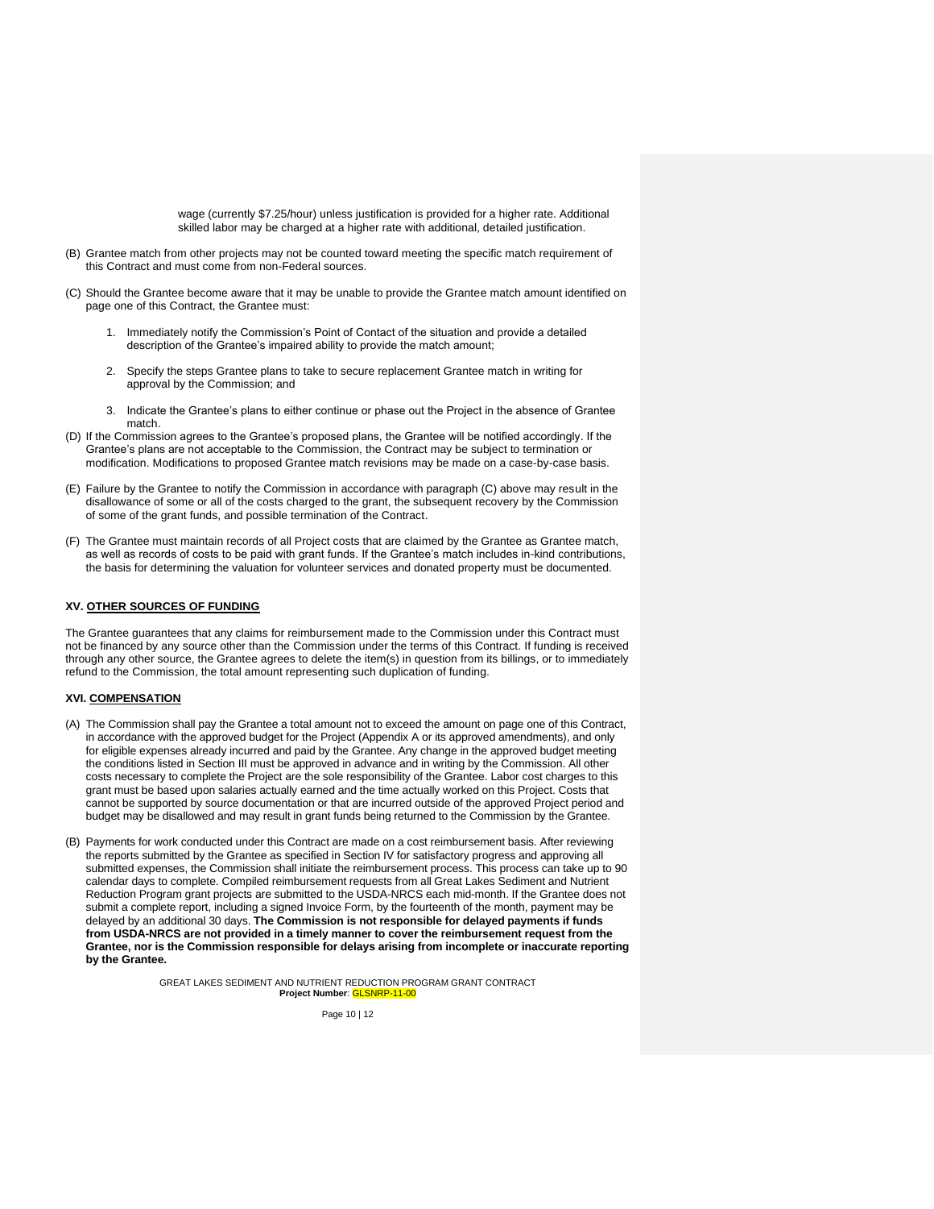wage (currently $7.25/hour) unless justification is provided for a higher rate. Additional skilled labor may be charged at a higher rate with additional, detailed justification.

(B) Grantee match from other projects may not be counted toward meeting the specific match requirement of this Contract and must come from non-Federal sources.

(C) Should the Grantee become aware that it may be unable to provide the Grantee match amount identified on page one of this Contract, the Grantee must:

1. Immediately notify the Commission's Point of Contact of the situation and provide a detailed description of the Grantee's impaired ability to provide the match amount;
2. Specify the steps Grantee plans to take to secure replacement Grantee match in writing for approval by the Commission; and
3. Indicate the Grantee's plans to either continue or phase out the Project in the absence of Grantee match.

(D) If the Commission agrees to the Grantee's proposed plans, the Grantee will be notified accordingly. If the Grantee's plans are not acceptable to the Commission, the Contract may be subject to termination or modification. Modifications to proposed Grantee match revisions may be made on a case-by-case basis.

(E) Failure by the Grantee to notify the Commission in accordance with paragraph (C) above may result in the disallowance of some or all of the costs charged to the grant, the subsequent recovery by the Commission of some of the grant funds, and possible termination of the Contract.

(F) The Grantee must maintain records of all Project costs that are claimed by the Grantee as Grantee match, as well as records of costs to be paid with grant funds. If the Grantee's match includes in-kind contributions, the basis for determining the valuation for volunteer services and donated property must be documented.

## XV. OTHER SOURCES OF FUNDING

The Grantee guarantees that any claims for reimbursement made to the Commission under this Contract must not be financed by any source other than the Commission under the terms of this Contract. If funding is received through any other source, the Grantee agrees to delete the item(s) in question from its billings, or to immediately refund to the Commission, the total amount representing such duplication of funding.

## XVI. COMPENSATION

(A) The Commission shall pay the Grantee a total amount not to exceed the amount on page one of this Contract, in accordance with the approved budget for the Project (Appendix A or its approved amendments), and only for eligible expenses already incurred and paid by the Grantee. Any change in the approved budget meeting the conditions listed in Section III must be approved in advance and in writing by the Commission. All other costs necessary to complete the Project are the sole responsibility of the Grantee. Labor cost charges to this grant must be based upon salaries actually earned and the time actually worked on this Project. Costs that cannot be supported by source documentation or that are incurred outside of the approved Project period and budget may be disallowed and may result in grant funds being returned to the Commission by the Grantee.

(B) Payments for work conducted under this Contract are made on a cost reimbursement basis. After reviewing the reports submitted by the Grantee as specified in Section IV for satisfactory progress and approving all submitted expenses, the Commission shall initiate the reimbursement process. This process can take up to 90 calendar days to complete. Compiled reimbursement requests from all Great Lakes Sediment and Nutrient Reduction Program grant projects are submitted to the USDA-NRCS each mid-month. If the Grantee does not submit a complete report, including a signed Invoice Form, by the fourteenth of the month, payment may be delayed by an additional 30 days. **The Commission is not responsible for delayed payments if funds from USDA-NRCS are not provided in a timely manner to cover the reimbursement request from the Grantee, nor is the Commission responsible for delays arising from incomplete or inaccurate reporting by the Grantee.**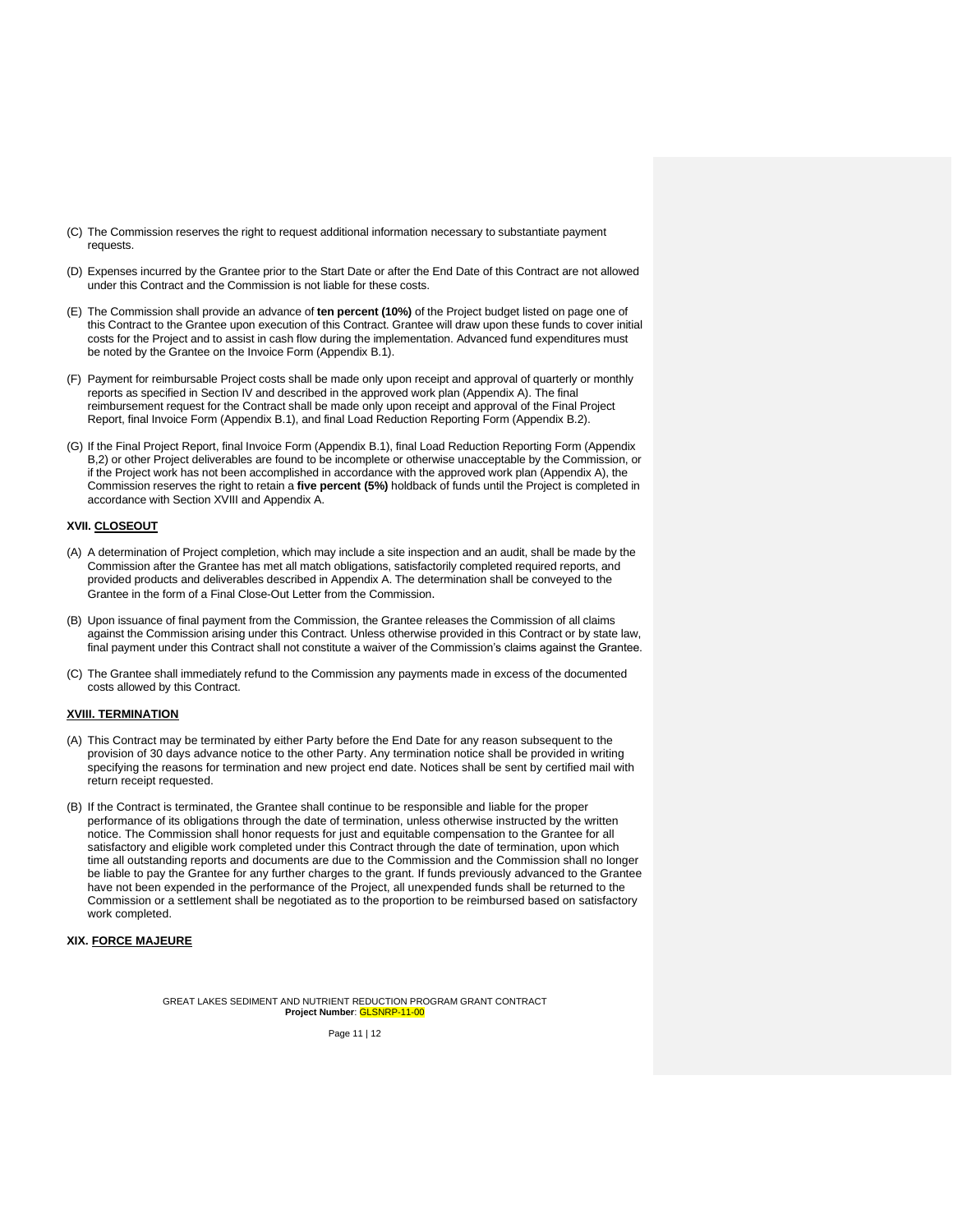(C) The Commission reserves the right to request additional information necessary to substantiate payment requests.

(D) Expenses incurred by the Grantee prior to the Start Date or after the End Date of this Contract are not allowed under this Contract and the Commission is not liable for these costs.

(E) The Commission shall provide an advance of **ten percent (10%)** of the Project budget listed on page one of this Contract to the Grantee upon execution of this Contract. Grantee will draw upon these funds to cover initial costs for the Project and to assist in cash flow during the implementation. Advanced fund expenditures must be noted by the Grantee on the Invoice Form (Appendix B.1).

(F) Payment for reimbursable Project costs shall be made only upon receipt and approval of quarterly or monthly reports as specified in Section IV and described in the approved work plan (Appendix A). The final reimbursement request for the Contract shall be made only upon receipt and approval of the Final Project Report, final Invoice Form (Appendix B.1), and final Load Reduction Reporting Form (Appendix B.2).

(G) If the Final Project Report, final Invoice Form (Appendix B.1), final Load Reduction Reporting Form (Appendix B,2) or other Project deliverables are found to be incomplete or otherwise unacceptable by the Commission, or if the Project work has not been accomplished in accordance with the approved work plan (Appendix A), the Commission reserves the right to retain a **five percent (5%)** holdback of funds until the Project is completed in accordance with Section XVIII and Appendix A.

**XVII. <u>CLOSEOUT</u>**

(A) A determination of Project completion, which may include a site inspection and an audit, shall be made by the Commission after the Grantee has met all match obligations, satisfactorily completed required reports, and provided products and deliverables described in Appendix A. The determination shall be conveyed to the Grantee in the form of a Final Close-Out Letter from the Commission.

(B) Upon issuance of final payment from the Commission, the Grantee releases the Commission of all claims against the Commission arising under this Contract. Unless otherwise provided in this Contract or by state law, final payment under this Contract shall not constitute a waiver of the Commission's claims against the Grantee.

(C) The Grantee shall immediately refund to the Commission any payments made in excess of the documented costs allowed by this Contract.

**<u>XVIII. TERMINATION</u>**

(A) This Contract may be terminated by either Party before the End Date for any reason subsequent to the provision of 30 days advance notice to the other Party. Any termination notice shall be provided in writing specifying the reasons for termination and new project end date. Notices shall be sent by certified mail with return receipt requested.

(B) If the Contract is terminated, the Grantee shall continue to be responsible and liable for the proper performance of its obligations through the date of termination, unless otherwise instructed by the written notice. The Commission shall honor requests for just and equitable compensation to the Grantee for all satisfactory and eligible work completed under this Contract through the date of termination, upon which time all outstanding reports and documents are due to the Commission and the Commission shall no longer be liable to pay the Grantee for any further charges to the grant. If funds previously advanced to the Grantee have not been expended in the performance of the Project, all unexpended funds shall be returned to the Commission or a settlement shall be negotiated as to the proportion to be reimbursed based on satisfactory work completed.

**XIX. <u>FORCE MAJEURE</u>**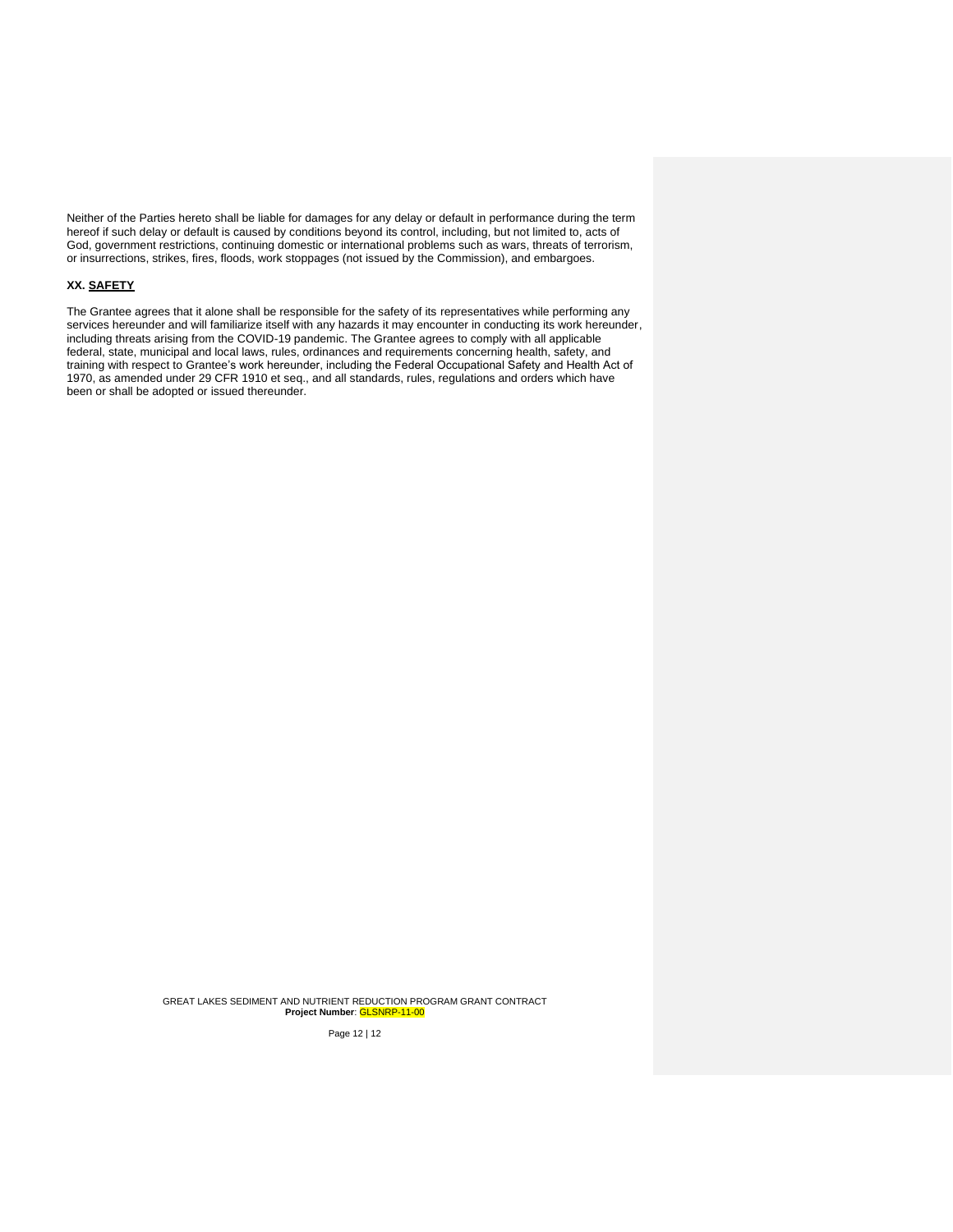Neither of the Parties hereto shall be liable for damages for any delay or default in performance during the term hereof if such delay or default is caused by conditions beyond its control, including, but not limited to, acts of God, government restrictions, continuing domestic or international problems such as wars, threats of terrorism, or insurrections, strikes, fires, floods, work stoppages (not issued by the Commission), and embargoes.

**XX. SAFETY**

The Grantee agrees that it alone shall be responsible for the safety of its representatives while performing any services hereunder and will familiarize itself with any hazards it may encounter in conducting its work hereunder, including threats arising from the COVID-19 pandemic. The Grantee agrees to comply with all applicable federal, state, municipal and local laws, rules, ordinances and requirements concerning health, safety, and training with respect to Grantee's work hereunder, including the Federal Occupational Safety and Health Act of 1970, as amended under 29 CFR 1910 et seq., and all standards, rules, regulations and orders which have been or shall be adopted or issued thereunder.